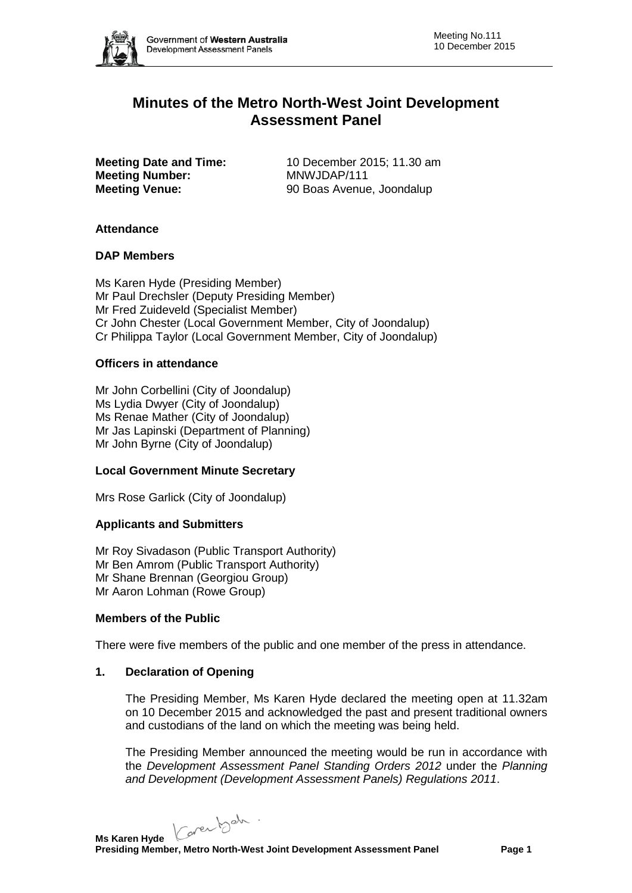# Minutes of the Metro North-West Joint Development Assessment Panel

**Meeting Date and Time:** 10 December 2015; 11.30 am
**Meeting Number:** MNWJDAP/111
**Meeting Venue:** 90 Boas Avenue, Joondalup

### Attendance

### DAP Members

Ms Karen Hyde (Presiding Member)
Mr Paul Drechsler (Deputy Presiding Member)
Mr Fred Zuideveld (Specialist Member)
Cr John Chester (Local Government Member, City of Joondalup)
Cr Philippa Taylor (Local Government Member, City of Joondalup)

### Officers in attendance

Mr John Corbellini (City of Joondalup)
Ms Lydia Dwyer (City of Joondalup)
Ms Renae Mather (City of Joondalup)
Mr Jas Lapinski (Department of Planning)
Mr John Byrne (City of Joondalup)

### Local Government Minute Secretary

Mrs Rose Garlick (City of Joondalup)

### Applicants and Submitters

Mr Roy Sivadason (Public Transport Authority)
Mr Ben Amrom (Public Transport Authority)
Mr Shane Brennan (Georgiou Group)
Mr Aaron Lohman (Rowe Group)

### Members of the Public

There were five members of the public and one member of the press in attendance.

### 1. Declaration of Opening

The Presiding Member, Ms Karen Hyde declared the meeting open at 11.32am on 10 December 2015 and acknowledged the past and present traditional owners and custodians of the land on which the meeting was being held.

The Presiding Member announced the meeting would be run in accordance with the *Development Assessment Panel Standing Orders 2012* under the *Planning and Development (Development Assessment Panels) Regulations 2011*.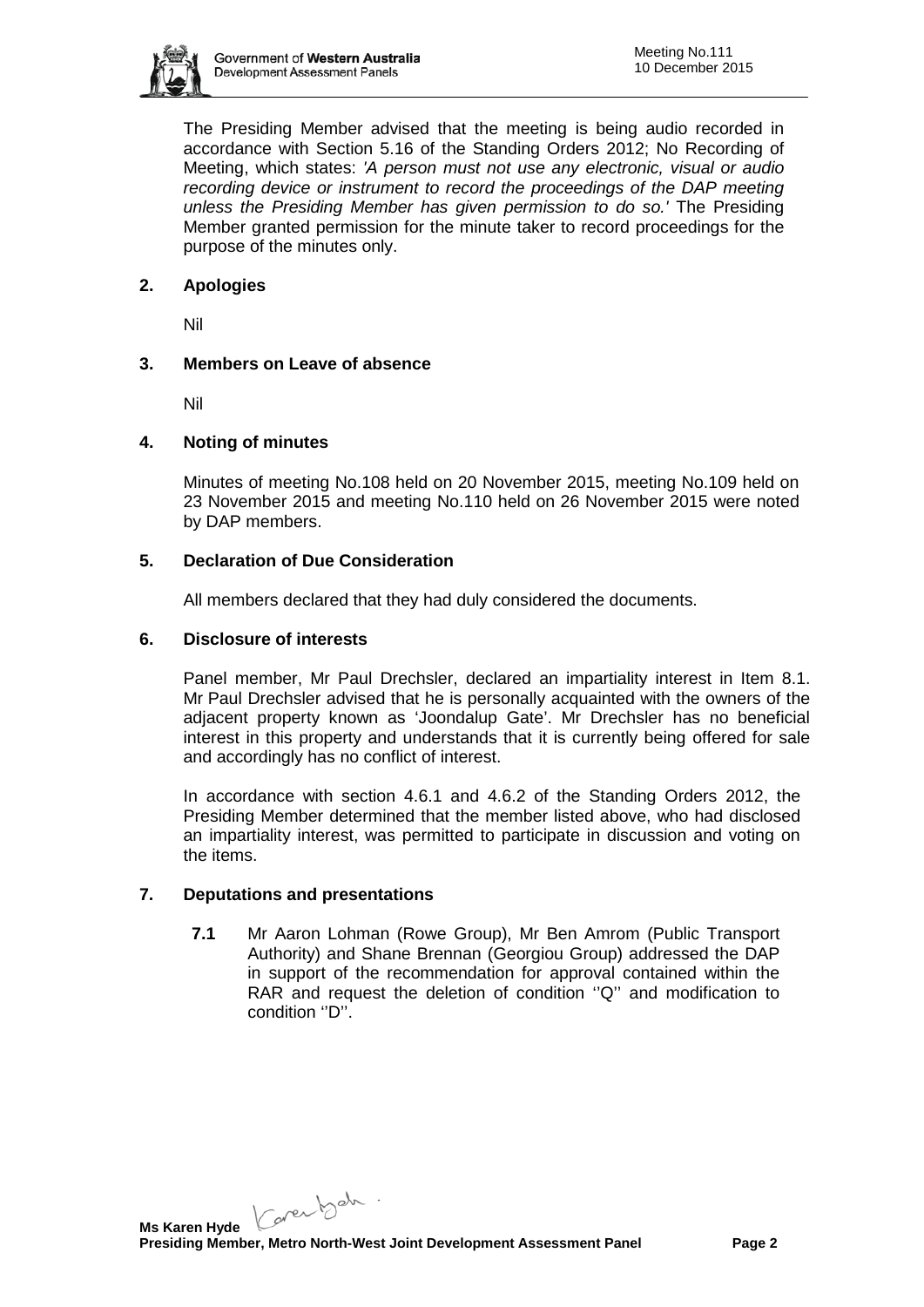The Presiding Member advised that the meeting is being audio recorded in accordance with Section 5.16 of the Standing Orders 2012; No Recording of Meeting, which states: *'A person must not use any electronic, visual or audio recording device or instrument to record the proceedings of the DAP meeting unless the Presiding Member has given permission to do so.'* The Presiding Member granted permission for the minute taker to record proceedings for the purpose of the minutes only.

## 2. Apologies

Nil

## 3. Members on Leave of absence

Nil

## 4. Noting of minutes

Minutes of meeting No.108 held on 20 November 2015, meeting No.109 held on 23 November 2015 and meeting No.110 held on 26 November 2015 were noted by DAP members.

## 5. Declaration of Due Consideration

All members declared that they had duly considered the documents.

## 6. Disclosure of interests

Panel member, Mr Paul Drechsler, declared an impartiality interest in Item 8.1. Mr Paul Drechsler advised that he is personally acquainted with the owners of the adjacent property known as 'Joondalup Gate'. Mr Drechsler has no beneficial interest in this property and understands that it is currently being offered for sale and accordingly has no conflict of interest.

In accordance with section 4.6.1 and 4.6.2 of the Standing Orders 2012, the Presiding Member determined that the member listed above, who had disclosed an impartiality interest, was permitted to participate in discussion and voting on the items.

## 7. Deputations and presentations

**7.1** Mr Aaron Lohman (Rowe Group), Mr Ben Amrom (Public Transport Authority) and Shane Brennan (Georgiou Group) addressed the DAP in support of the recommendation for approval contained within the RAR and request the deletion of condition ''Q'' and modification to condition ''D''.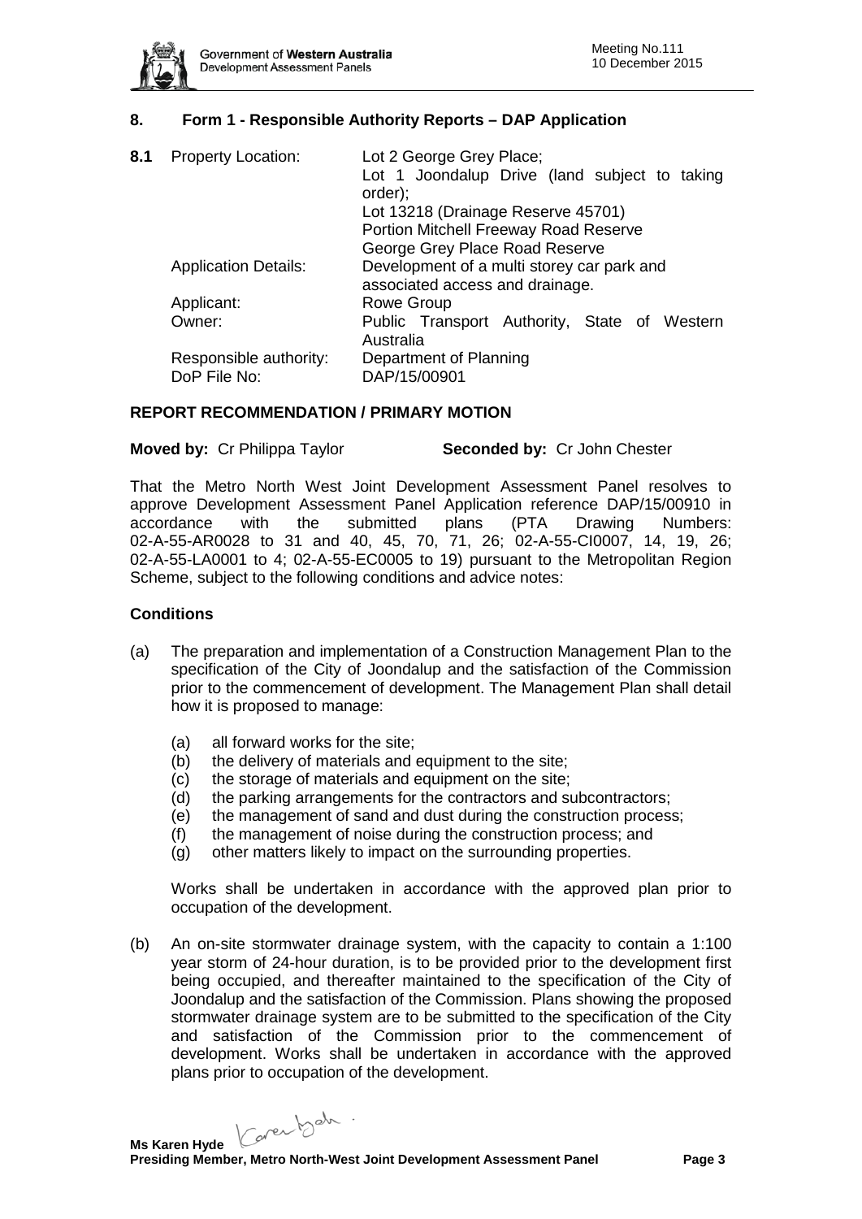## 8. Form 1 - Responsible Authority Reports – DAP Application

**8.1** Property Location: Lot 2 George Grey Place;
Lot 1 Joondalup Drive (land subject to taking order);
Lot 13218 (Drainage Reserve 45701)
Portion Mitchell Freeway Road Reserve
George Grey Place Road Reserve

Application Details: Development of a multi storey car park and associated access and drainage.

Applicant: Rowe Group

Owner: Public Transport Authority, State of Western Australia

Responsible authority: Department of Planning

DoP File No: DAP/15/00901

### REPORT RECOMMENDATION / PRIMARY MOTION

**Moved by:** Cr Philippa Taylor **Seconded by:** Cr John Chester

That the Metro North West Joint Development Assessment Panel resolves to approve Development Assessment Panel Application reference DAP/15/00910 in accordance with the submitted plans (PTA Drawing Numbers: 02-A-55-AR0028 to 31 and 40, 45, 70, 71, 26; 02-A-55-CI0007, 14, 19, 26; 02-A-55-LA0001 to 4; 02-A-55-EC0005 to 19) pursuant to the Metropolitan Region Scheme, subject to the following conditions and advice notes:

### Conditions

(a) The preparation and implementation of a Construction Management Plan to the specification of the City of Joondalup and the satisfaction of the Commission prior to the commencement of development. The Management Plan shall detail how it is proposed to manage:

 (a) all forward works for the site;
 (b) the delivery of materials and equipment to the site;
 (c) the storage of materials and equipment on the site;
 (d) the parking arrangements for the contractors and subcontractors;
 (e) the management of sand and dust during the construction process;
 (f) the management of noise during the construction process; and
 (g) other matters likely to impact on the surrounding properties.

 Works shall be undertaken in accordance with the approved plan prior to occupation of the development.

(b) An on-site stormwater drainage system, with the capacity to contain a 1:100 year storm of 24-hour duration, is to be provided prior to the development first being occupied, and thereafter maintained to the specification of the City of Joondalup and the satisfaction of the Commission. Plans showing the proposed stormwater drainage system are to be submitted to the specification of the City and satisfaction of the Commission prior to the commencement of development. Works shall be undertaken in accordance with the approved plans prior to occupation of the development.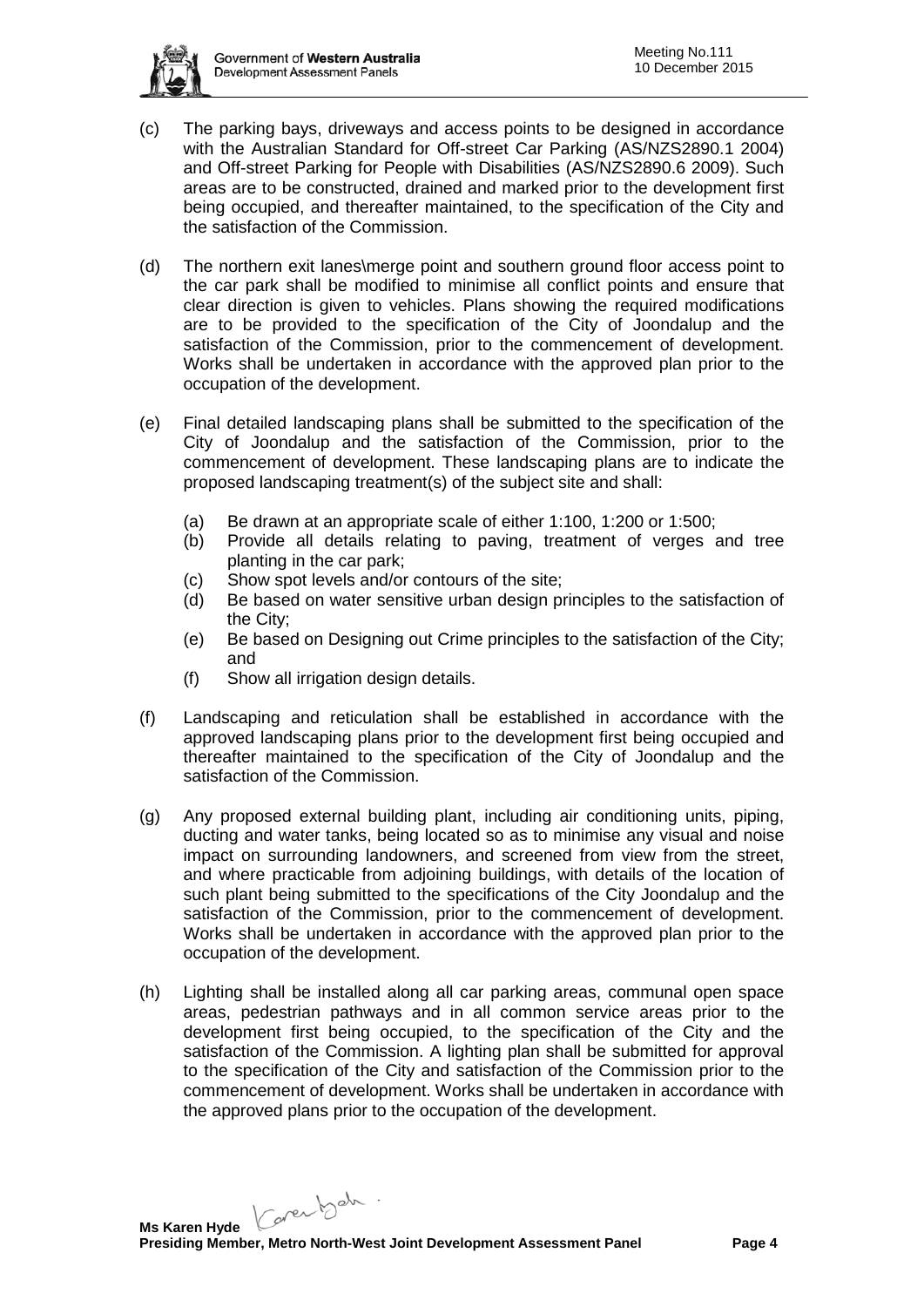(c) The parking bays, driveways and access points to be designed in accordance with the Australian Standard for Off-street Car Parking (AS/NZS2890.1 2004) and Off-street Parking for People with Disabilities (AS/NZS2890.6 2009). Such areas are to be constructed, drained and marked prior to the development first being occupied, and thereafter maintained, to the specification of the City and the satisfaction of the Commission.

(d) The northern exit lanes\merge point and southern ground floor access point to the car park shall be modified to minimise all conflict points and ensure that clear direction is given to vehicles. Plans showing the required modifications are to be provided to the specification of the City of Joondalup and the satisfaction of the Commission, prior to the commencement of development. Works shall be undertaken in accordance with the approved plan prior to the occupation of the development.

(e) Final detailed landscaping plans shall be submitted to the specification of the City of Joondalup and the satisfaction of the Commission, prior to the commencement of development. These landscaping plans are to indicate the proposed landscaping treatment(s) of the subject site and shall:

   (a) Be drawn at an appropriate scale of either 1:100, 1:200 or 1:500;
   (b) Provide all details relating to paving, treatment of verges and tree planting in the car park;
   (c) Show spot levels and/or contours of the site;
   (d) Be based on water sensitive urban design principles to the satisfaction of the City;
   (e) Be based on Designing out Crime principles to the satisfaction of the City; and
   (f) Show all irrigation design details.

(f) Landscaping and reticulation shall be established in accordance with the approved landscaping plans prior to the development first being occupied and thereafter maintained to the specification of the City of Joondalup and the satisfaction of the Commission.

(g) Any proposed external building plant, including air conditioning units, piping, ducting and water tanks, being located so as to minimise any visual and noise impact on surrounding landowners, and screened from view from the street, and where practicable from adjoining buildings, with details of the location of such plant being submitted to the specifications of the City Joondalup and the satisfaction of the Commission, prior to the commencement of development. Works shall be undertaken in accordance with the approved plan prior to the occupation of the development.

(h) Lighting shall be installed along all car parking areas, communal open space areas, pedestrian pathways and in all common service areas prior to the development first being occupied, to the specification of the City and the satisfaction of the Commission. A lighting plan shall be submitted for approval to the specification of the City and satisfaction of the Commission prior to the commencement of development. Works shall be undertaken in accordance with the approved plans prior to the occupation of the development.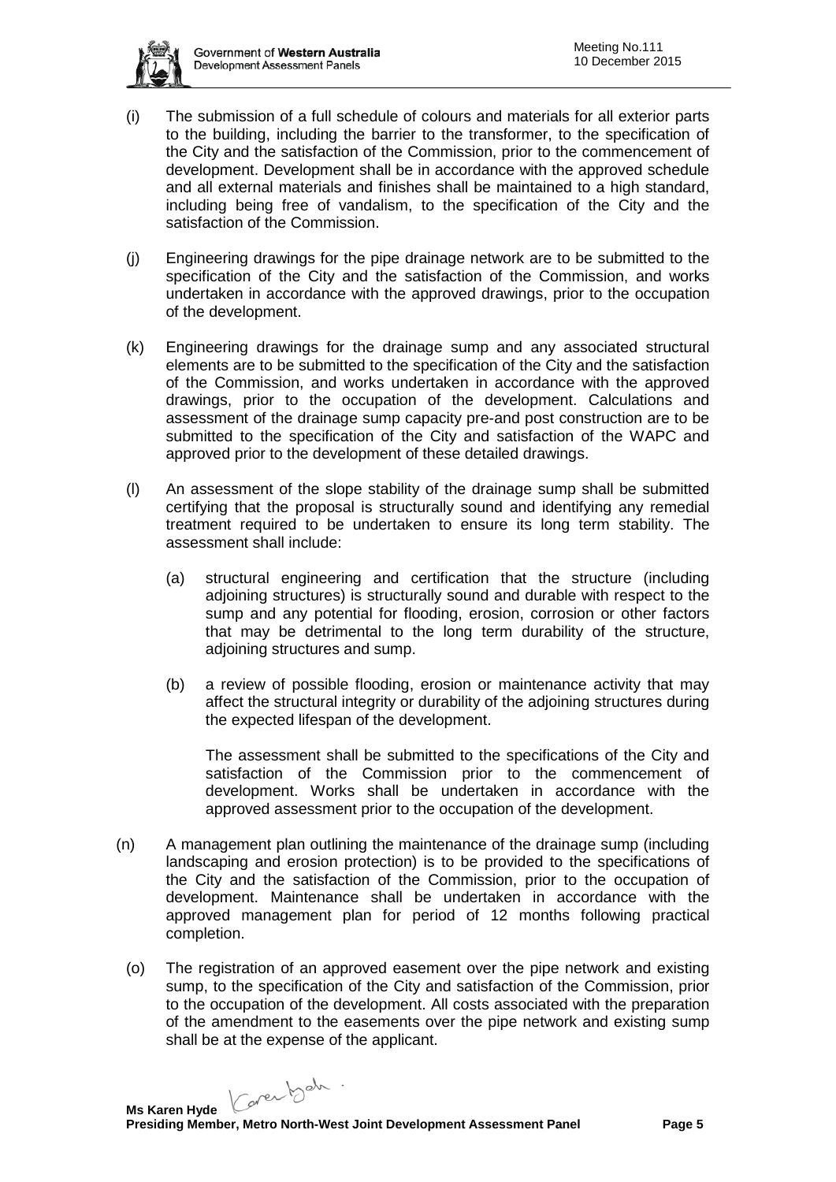(i) The submission of a full schedule of colours and materials for all exterior parts to the building, including the barrier to the transformer, to the specification of the City and the satisfaction of the Commission, prior to the commencement of development. Development shall be in accordance with the approved schedule and all external materials and finishes shall be maintained to a high standard, including being free of vandalism, to the specification of the City and the satisfaction of the Commission.

(j) Engineering drawings for the pipe drainage network are to be submitted to the specification of the City and the satisfaction of the Commission, and works undertaken in accordance with the approved drawings, prior to the occupation of the development.

(k) Engineering drawings for the drainage sump and any associated structural elements are to be submitted to the specification of the City and the satisfaction of the Commission, and works undertaken in accordance with the approved drawings, prior to the occupation of the development. Calculations and assessment of the drainage sump capacity pre-and post construction are to be submitted to the specification of the City and satisfaction of the WAPC and approved prior to the development of these detailed drawings.

(l) An assessment of the slope stability of the drainage sump shall be submitted certifying that the proposal is structurally sound and identifying any remedial treatment required to be undertaken to ensure its long term stability. The assessment shall include:

   (a) structural engineering and certification that the structure (including adjoining structures) is structurally sound and durable with respect to the sump and any potential for flooding, erosion, corrosion or other factors that may be detrimental to the long term durability of the structure, adjoining structures and sump.

   (b) a review of possible flooding, erosion or maintenance activity that may affect the structural integrity or durability of the adjoining structures during the expected lifespan of the development.

   The assessment shall be submitted to the specifications of the City and satisfaction of the Commission prior to the commencement of development. Works shall be undertaken in accordance with the approved assessment prior to the occupation of the development.

(n) A management plan outlining the maintenance of the drainage sump (including landscaping and erosion protection) is to be provided to the specifications of the City and the satisfaction of the Commission, prior to the occupation of development. Maintenance shall be undertaken in accordance with the approved management plan for period of 12 months following practical completion.

(o) The registration of an approved easement over the pipe network and existing sump, to the specification of the City and satisfaction of the Commission, prior to the occupation of the development. All costs associated with the preparation of the amendment to the easements over the pipe network and existing sump shall be at the expense of the applicant.

**Ms Karen Hyde**
**Presiding Member, Metro North-West Joint Development Assessment Panel**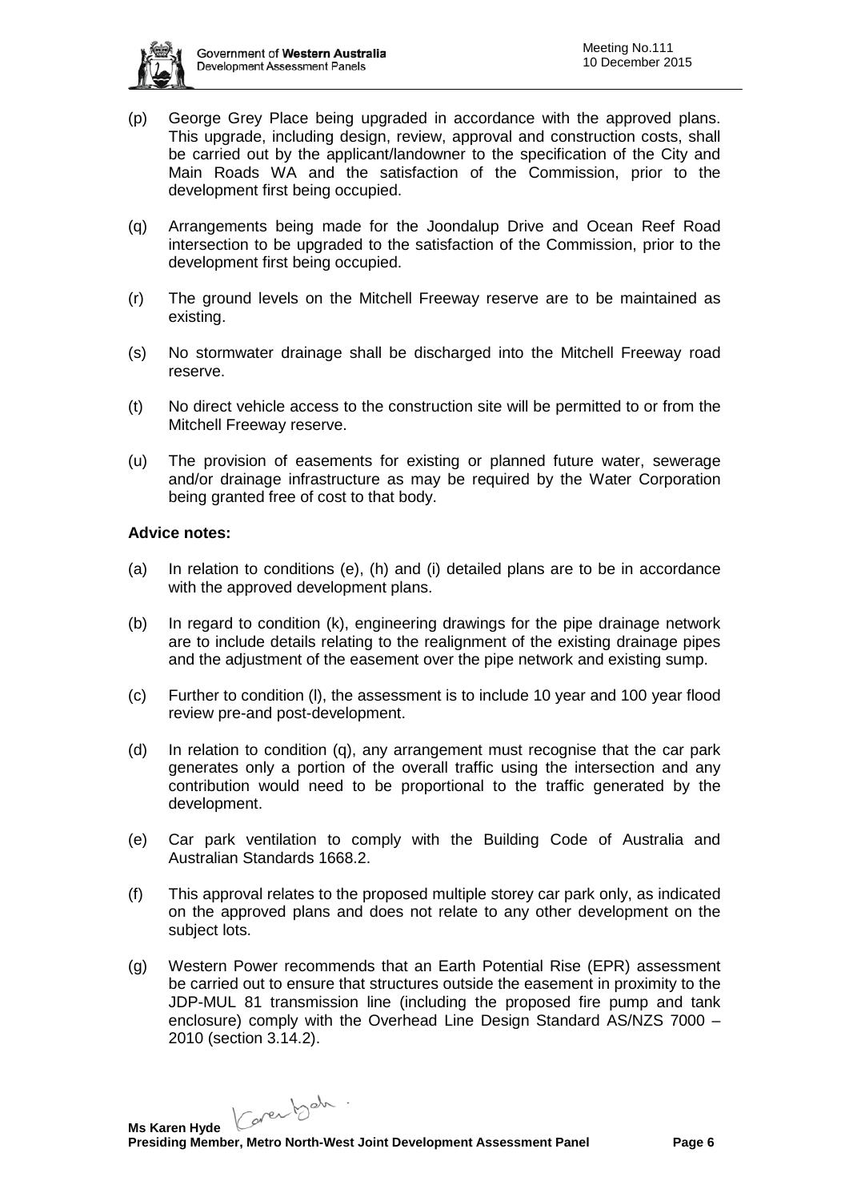(p) George Grey Place being upgraded in accordance with the approved plans. This upgrade, including design, review, approval and construction costs, shall be carried out by the applicant/landowner to the specification of the City and Main Roads WA and the satisfaction of the Commission, prior to the development first being occupied.

(q) Arrangements being made for the Joondalup Drive and Ocean Reef Road intersection to be upgraded to the satisfaction of the Commission, prior to the development first being occupied.

(r) The ground levels on the Mitchell Freeway reserve are to be maintained as existing.

(s) No stormwater drainage shall be discharged into the Mitchell Freeway road reserve.

(t) No direct vehicle access to the construction site will be permitted to or from the Mitchell Freeway reserve.

(u) The provision of easements for existing or planned future water, sewerage and/or drainage infrastructure as may be required by the Water Corporation being granted free of cost to that body.

**Advice notes:**

(a) In relation to conditions (e), (h) and (i) detailed plans are to be in accordance with the approved development plans.

(b) In regard to condition (k), engineering drawings for the pipe drainage network are to include details relating to the realignment of the existing drainage pipes and the adjustment of the easement over the pipe network and existing sump.

(c) Further to condition (l), the assessment is to include 10 year and 100 year flood review pre-and post-development.

(d) In relation to condition (q), any arrangement must recognise that the car park generates only a portion of the overall traffic using the intersection and any contribution would need to be proportional to the traffic generated by the development.

(e) Car park ventilation to comply with the Building Code of Australia and Australian Standards 1668.2.

(f) This approval relates to the proposed multiple storey car park only, as indicated on the approved plans and does not relate to any other development on the subject lots.

(g) Western Power recommends that an Earth Potential Rise (EPR) assessment be carried out to ensure that structures outside the easement in proximity to the JDP-MUL 81 transmission line (including the proposed fire pump and tank enclosure) comply with the Overhead Line Design Standard AS/NZS 7000 – 2010 (section 3.14.2).

**Ms Karen Hyde**
**Presiding Member, Metro North-West Joint Development Assessment Panel**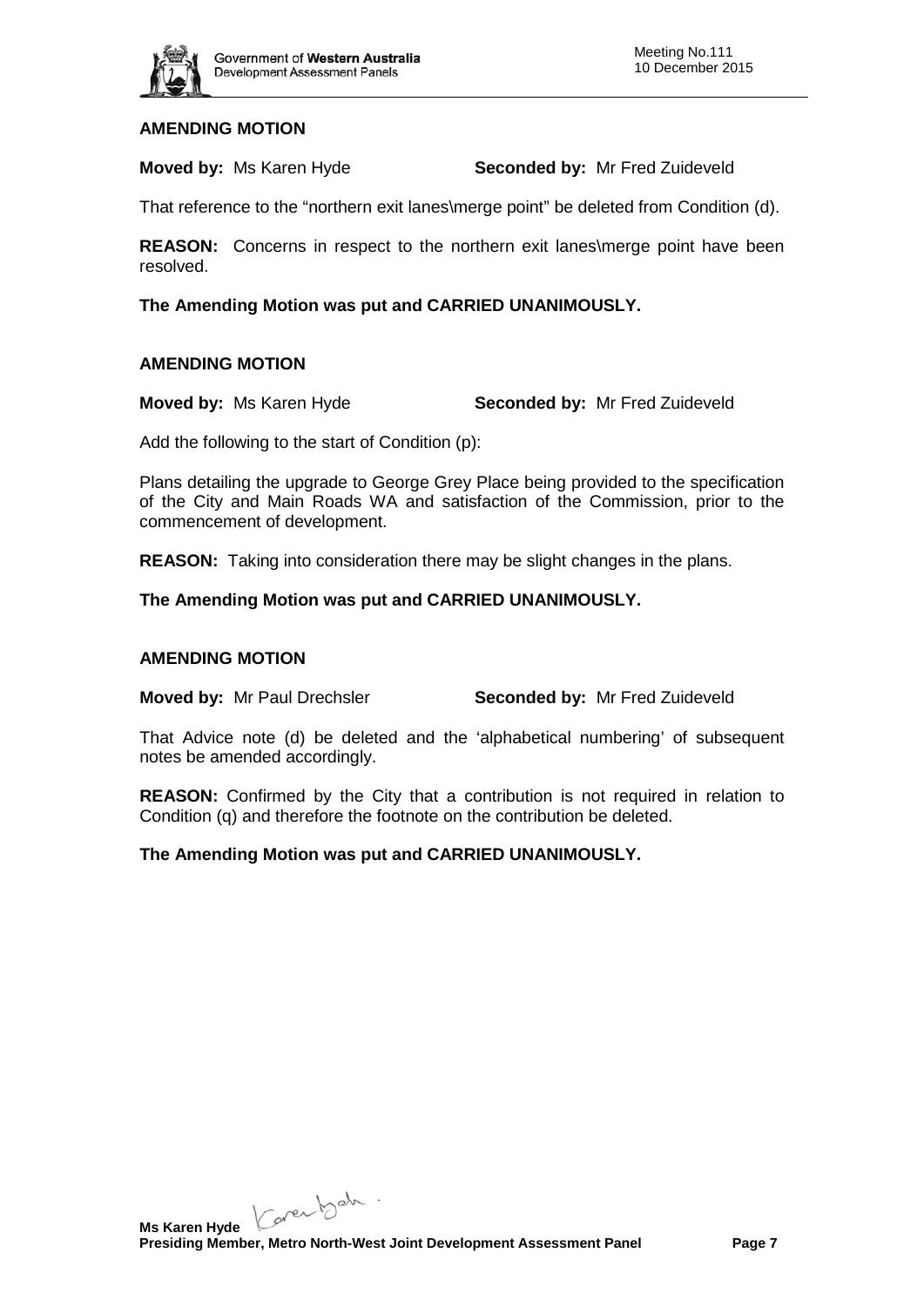**AMENDING MOTION**

**Moved by:** Ms Karen Hyde **Seconded by:** Mr Fred Zuideveld

That reference to the "northern exit lanes\merge point" be deleted from Condition (d).

**REASON:** Concerns in respect to the northern exit lanes\merge point have been resolved.

**The Amending Motion was put and CARRIED UNANIMOUSLY.**

**AMENDING MOTION**

**Moved by:** Ms Karen Hyde **Seconded by:** Mr Fred Zuideveld

Add the following to the start of Condition (p):

Plans detailing the upgrade to George Grey Place being provided to the specification of the City and Main Roads WA and satisfaction of the Commission, prior to the commencement of development.

**REASON:** Taking into consideration there may be slight changes in the plans.

**The Amending Motion was put and CARRIED UNANIMOUSLY.**

**AMENDING MOTION**

**Moved by:** Mr Paul Drechsler **Seconded by:** Mr Fred Zuideveld

That Advice note (d) be deleted and the 'alphabetical numbering' of subsequent notes be amended accordingly.

**REASON:** Confirmed by the City that a contribution is not required in relation to Condition (q) and therefore the footnote on the contribution be deleted.

**The Amending Motion was put and CARRIED UNANIMOUSLY.**

**Ms Karen Hyde**
**Presiding Member, Metro North-West Joint Development Assessment Panel**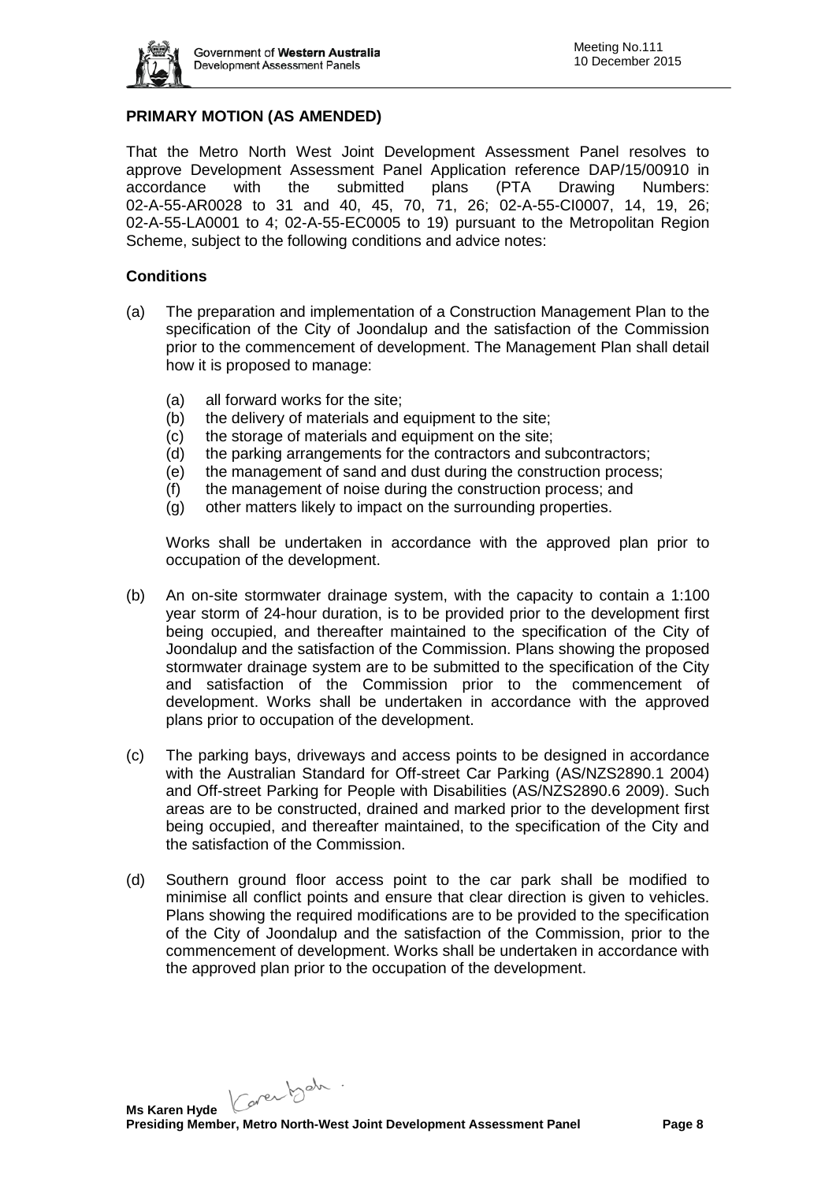## PRIMARY MOTION (AS AMENDED)

That the Metro North West Joint Development Assessment Panel resolves to approve Development Assessment Panel Application reference DAP/15/00910 in accordance with the submitted plans (PTA Drawing Numbers: 02-A-55-AR0028 to 31 and 40, 45, 70, 71, 26; 02-A-55-CI0007, 14, 19, 26; 02-A-55-LA0001 to 4; 02-A-55-EC0005 to 19) pursuant to the Metropolitan Region Scheme, subject to the following conditions and advice notes:

### Conditions

(a) The preparation and implementation of a Construction Management Plan to the specification of the City of Joondalup and the satisfaction of the Commission prior to the commencement of development. The Management Plan shall detail how it is proposed to manage:

   (a) all forward works for the site;
   (b) the delivery of materials and equipment to the site;
   (c) the storage of materials and equipment on the site;
   (d) the parking arrangements for the contractors and subcontractors;
   (e) the management of sand and dust during the construction process;
   (f) the management of noise during the construction process; and
   (g) other matters likely to impact on the surrounding properties.

   Works shall be undertaken in accordance with the approved plan prior to occupation of the development.

(b) An on-site stormwater drainage system, with the capacity to contain a 1:100 year storm of 24-hour duration, is to be provided prior to the development first being occupied, and thereafter maintained to the specification of the City of Joondalup and the satisfaction of the Commission. Plans showing the proposed stormwater drainage system are to be submitted to the specification of the City and satisfaction of the Commission prior to the commencement of development. Works shall be undertaken in accordance with the approved plans prior to occupation of the development.

(c) The parking bays, driveways and access points to be designed in accordance with the Australian Standard for Off-street Car Parking (AS/NZS2890.1 2004) and Off-street Parking for People with Disabilities (AS/NZS2890.6 2009). Such areas are to be constructed, drained and marked prior to the development first being occupied, and thereafter maintained, to the specification of the City and the satisfaction of the Commission.

(d) Southern ground floor access point to the car park shall be modified to minimise all conflict points and ensure that clear direction is given to vehicles. Plans showing the required modifications are to be provided to the specification of the City of Joondalup and the satisfaction of the Commission, prior to the commencement of development. Works shall be undertaken in accordance with the approved plan prior to the occupation of the development.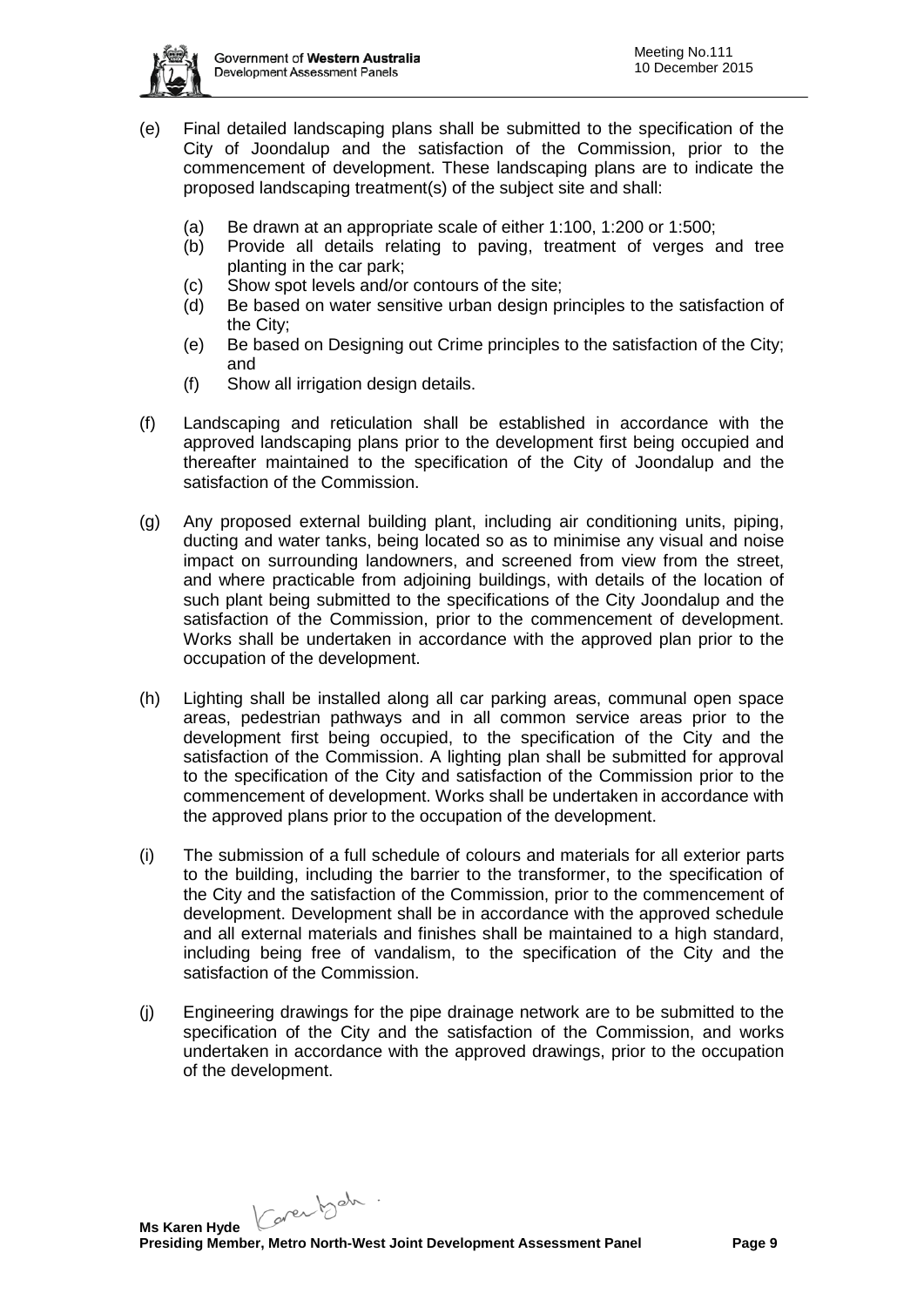(e) Final detailed landscaping plans shall be submitted to the specification of the City of Joondalup and the satisfaction of the Commission, prior to the commencement of development. These landscaping plans are to indicate the proposed landscaping treatment(s) of the subject site and shall:

   (a) Be drawn at an appropriate scale of either 1:100, 1:200 or 1:500;
   (b) Provide all details relating to paving, treatment of verges and tree planting in the car park;
   (c) Show spot levels and/or contours of the site;
   (d) Be based on water sensitive urban design principles to the satisfaction of the City;
   (e) Be based on Designing out Crime principles to the satisfaction of the City; and
   (f) Show all irrigation design details.

(f) Landscaping and reticulation shall be established in accordance with the approved landscaping plans prior to the development first being occupied and thereafter maintained to the specification of the City of Joondalup and the satisfaction of the Commission.

(g) Any proposed external building plant, including air conditioning units, piping, ducting and water tanks, being located so as to minimise any visual and noise impact on surrounding landowners, and screened from view from the street, and where practicable from adjoining buildings, with details of the location of such plant being submitted to the specifications of the City Joondalup and the satisfaction of the Commission, prior to the commencement of development. Works shall be undertaken in accordance with the approved plan prior to the occupation of the development.

(h) Lighting shall be installed along all car parking areas, communal open space areas, pedestrian pathways and in all common service areas prior to the development first being occupied, to the specification of the City and the satisfaction of the Commission. A lighting plan shall be submitted for approval to the specification of the City and satisfaction of the Commission prior to the commencement of development. Works shall be undertaken in accordance with the approved plans prior to the occupation of the development.

(i) The submission of a full schedule of colours and materials for all exterior parts to the building, including the barrier to the transformer, to the specification of the City and the satisfaction of the Commission, prior to the commencement of development. Development shall be in accordance with the approved schedule and all external materials and finishes shall be maintained to a high standard, including being free of vandalism, to the specification of the City and the satisfaction of the Commission.

(j) Engineering drawings for the pipe drainage network are to be submitted to the specification of the City and the satisfaction of the Commission, and works undertaken in accordance with the approved drawings, prior to the occupation of the development.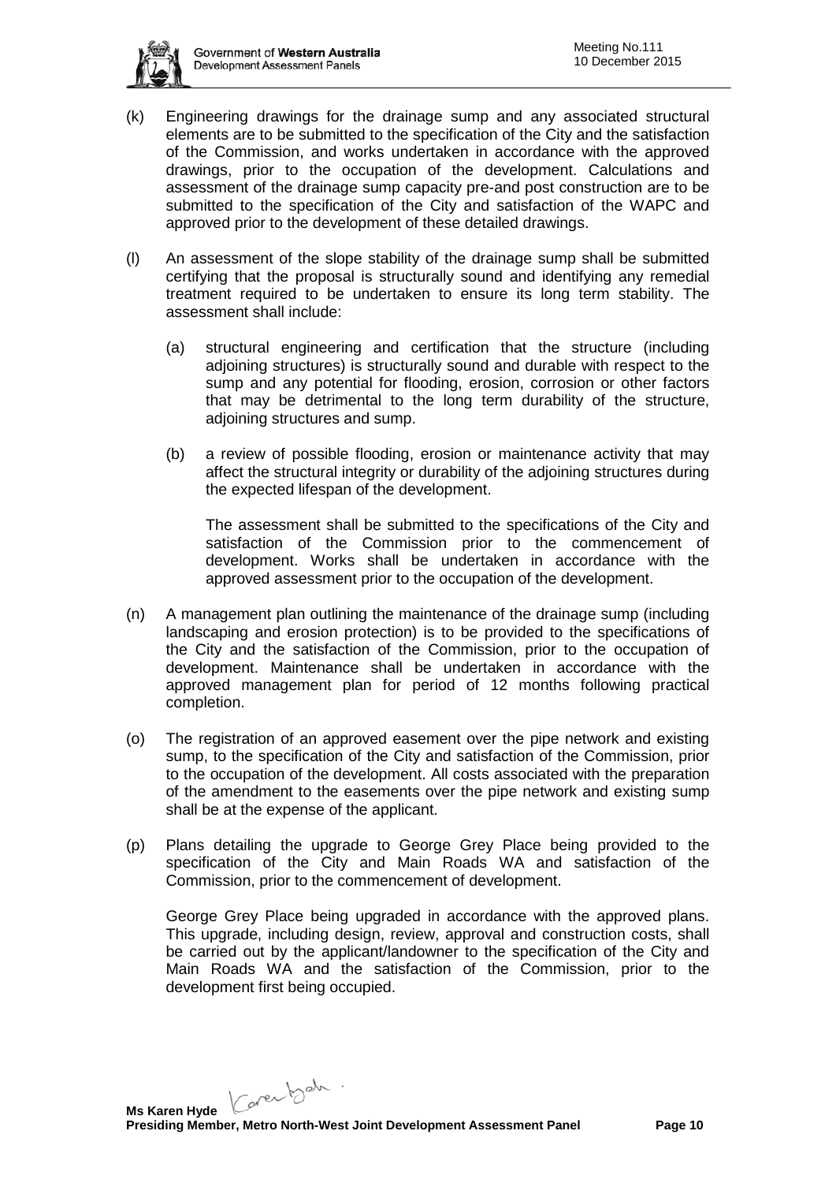(k) Engineering drawings for the drainage sump and any associated structural elements are to be submitted to the specification of the City and the satisfaction of the Commission, and works undertaken in accordance with the approved drawings, prior to the occupation of the development. Calculations and assessment of the drainage sump capacity pre-and post construction are to be submitted to the specification of the City and satisfaction of the WAPC and approved prior to the development of these detailed drawings.

(l) An assessment of the slope stability of the drainage sump shall be submitted certifying that the proposal is structurally sound and identifying any remedial treatment required to be undertaken to ensure its long term stability. The assessment shall include:

   (a) structural engineering and certification that the structure (including adjoining structures) is structurally sound and durable with respect to the sump and any potential for flooding, erosion, corrosion or other factors that may be detrimental to the long term durability of the structure, adjoining structures and sump.

   (b) a review of possible flooding, erosion or maintenance activity that may affect the structural integrity or durability of the adjoining structures during the expected lifespan of the development.

   The assessment shall be submitted to the specifications of the City and satisfaction of the Commission prior to the commencement of development. Works shall be undertaken in accordance with the approved assessment prior to the occupation of the development.

(n) A management plan outlining the maintenance of the drainage sump (including landscaping and erosion protection) is to be provided to the specifications of the City and the satisfaction of the Commission, prior to the occupation of development. Maintenance shall be undertaken in accordance with the approved management plan for period of 12 months following practical completion.

(o) The registration of an approved easement over the pipe network and existing sump, to the specification of the City and satisfaction of the Commission, prior to the occupation of the development. All costs associated with the preparation of the amendment to the easements over the pipe network and existing sump shall be at the expense of the applicant.

(p) Plans detailing the upgrade to George Grey Place being provided to the specification of the City and Main Roads WA and satisfaction of the Commission, prior to the commencement of development.

   George Grey Place being upgraded in accordance with the approved plans. This upgrade, including design, review, approval and construction costs, shall be carried out by the applicant/landowner to the specification of the City and Main Roads WA and the satisfaction of the Commission, prior to the development first being occupied.

**Ms Karen Hyde**
**Presiding Member, Metro North-West Joint Development Assessment Panel**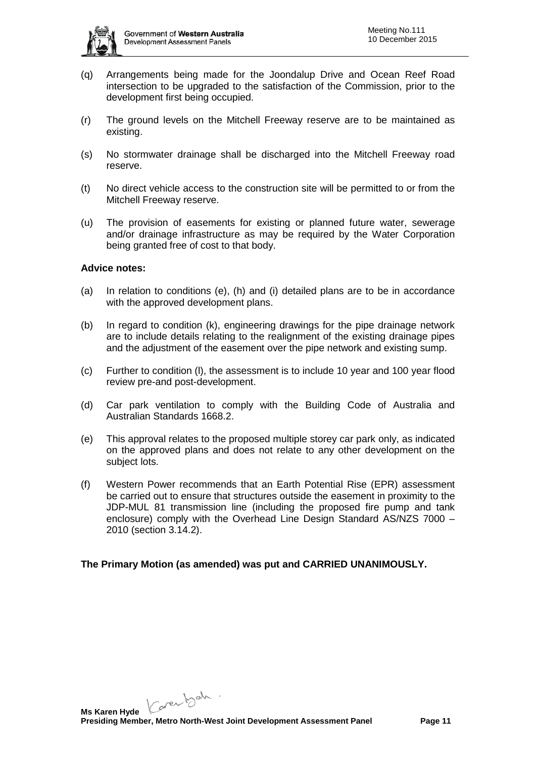(q) Arrangements being made for the Joondalup Drive and Ocean Reef Road intersection to be upgraded to the satisfaction of the Commission, prior to the development first being occupied.

(r) The ground levels on the Mitchell Freeway reserve are to be maintained as existing.

(s) No stormwater drainage shall be discharged into the Mitchell Freeway road reserve.

(t) No direct vehicle access to the construction site will be permitted to or from the Mitchell Freeway reserve.

(u) The provision of easements for existing or planned future water, sewerage and/or drainage infrastructure as may be required by the Water Corporation being granted free of cost to that body.

**Advice notes:**

(a) In relation to conditions (e), (h) and (i) detailed plans are to be in accordance with the approved development plans.

(b) In regard to condition (k), engineering drawings for the pipe drainage network are to include details relating to the realignment of the existing drainage pipes and the adjustment of the easement over the pipe network and existing sump.

(c) Further to condition (l), the assessment is to include 10 year and 100 year flood review pre-and post-development.

(d) Car park ventilation to comply with the Building Code of Australia and Australian Standards 1668.2.

(e) This approval relates to the proposed multiple storey car park only, as indicated on the approved plans and does not relate to any other development on the subject lots.

(f) Western Power recommends that an Earth Potential Rise (EPR) assessment be carried out to ensure that structures outside the easement in proximity to the JDP-MUL 81 transmission line (including the proposed fire pump and tank enclosure) comply with the Overhead Line Design Standard AS/NZS 7000 – 2010 (section 3.14.2).

**The Primary Motion (as amended) was put and CARRIED UNANIMOUSLY.**

**Ms Karen Hyde**
**Presiding Member, Metro North-West Joint Development Assessment Panel**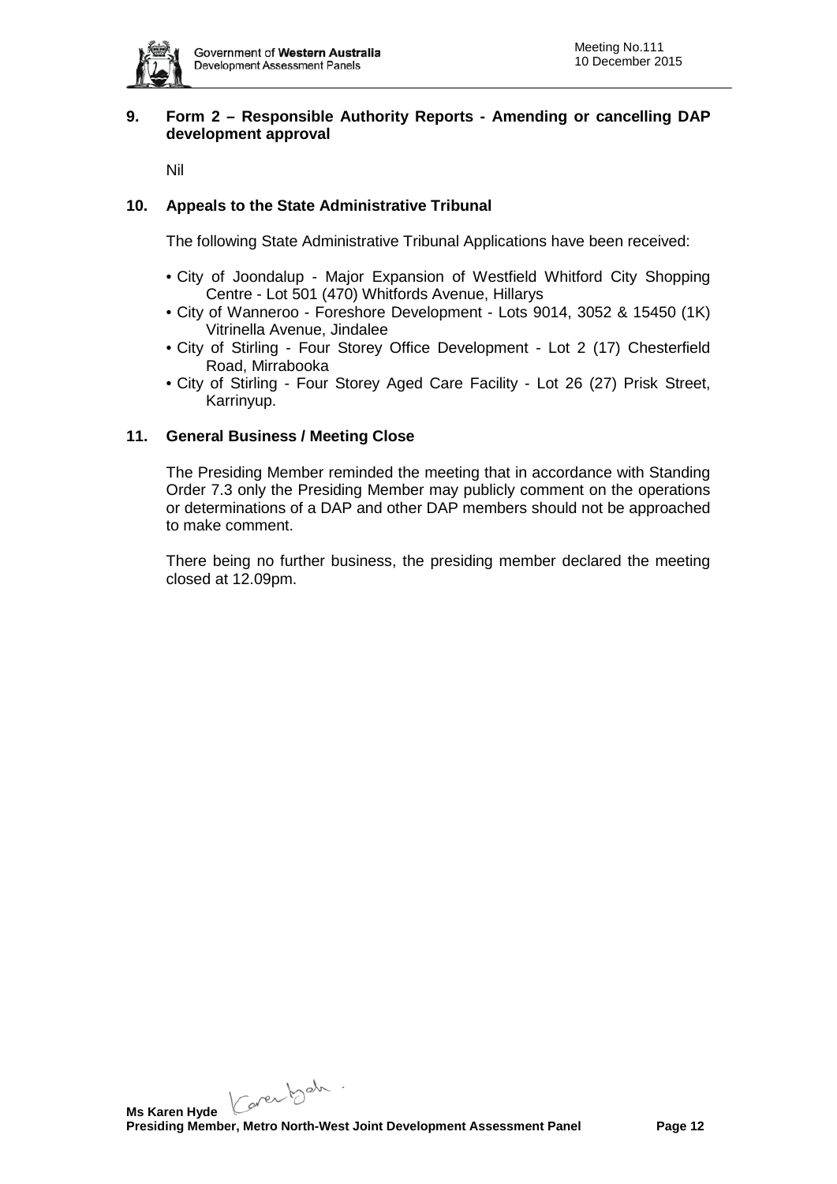## 9. Form 2 – Responsible Authority Reports - Amending or cancelling DAP development approval

Nil

## 10. Appeals to the State Administrative Tribunal

The following State Administrative Tribunal Applications have been received:

- City of Joondalup - Major Expansion of Westfield Whitford City Shopping Centre - Lot 501 (470) Whitfords Avenue, Hillarys
- City of Wanneroo - Foreshore Development - Lots 9014, 3052 & 15450 (1K) Vitrinella Avenue, Jindalee
- City of Stirling - Four Storey Office Development - Lot 2 (17) Chesterfield Road, Mirrabooka
- City of Stirling - Four Storey Aged Care Facility - Lot 26 (27) Prisk Street, Karrinyup.

## 11. General Business / Meeting Close

The Presiding Member reminded the meeting that in accordance with Standing Order 7.3 only the Presiding Member may publicly comment on the operations or determinations of a DAP and other DAP members should not be approached to make comment.

There being no further business, the presiding member declared the meeting closed at 12.09pm.

**Ms Karen Hyde**
**Presiding Member, Metro North-West Joint Development Assessment Panel**